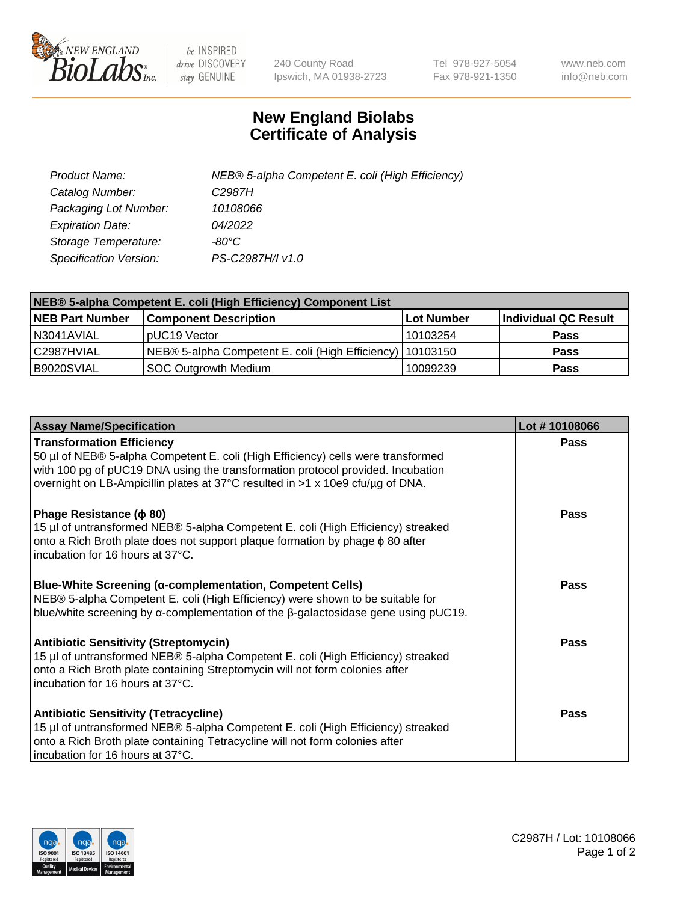# New England Biolabs Certificate of Analysis

| | |
|---|---|
| *Product Name:* | *NEB® 5-alpha Competent E. coli (High Efficiency)* |
| *Catalog Number:* | *C2987H* |
| *Packaging Lot Number:* | *10108066* |
| *Expiration Date:* | *04/2022* |
| *Storage Temperature:* | *-80°C* |
| *Specification Version:* | *PS-C2987H/I v1.0* |

| NEB® 5-alpha Competent E. coli (High Efficiency) Component List | | | |
|---|---|---|---|
| **NEB Part Number** | **Component Description** | **Lot Number** | **Individual QC Result** |
| N3041AVIAL | pUC19 Vector | 10103254 | **Pass** |
| C2987HVIAL | NEB® 5-alpha Competent E. coli (High Efficiency) | 10103150 | **Pass** |
| B9020SVIAL | SOC Outgrowth Medium | 10099239 | **Pass** |

| Assay Name/Specification | Lot # 10108066 |
|---|---|
| **Transformation Efficiency**<br>50 µl of NEB® 5-alpha Competent E. coli (High Efficiency) cells were transformed with 100 pg of pUC19 DNA using the transformation protocol provided. Incubation overnight on LB-Ampicillin plates at 37°C resulted in >1 x 10e9 cfu/µg of DNA. | **Pass** |
| **Phage Resistance (ϕ 80)**<br>15 µl of untransformed NEB® 5-alpha Competent E. coli (High Efficiency) streaked onto a Rich Broth plate does not support plaque formation by phage ϕ 80 after incubation for 16 hours at 37°C. | **Pass** |
| **Blue-White Screening (α-complementation, Competent Cells)**<br>NEB® 5-alpha Competent E. coli (High Efficiency) were shown to be suitable for blue/white screening by α-complementation of the β-galactosidase gene using pUC19. | **Pass** |
| **Antibiotic Sensitivity (Streptomycin)**<br>15 µl of untransformed NEB® 5-alpha Competent E. coli (High Efficiency) streaked onto a Rich Broth plate containing Streptomycin will not form colonies after incubation for 16 hours at 37°C. | **Pass** |
| **Antibiotic Sensitivity (Tetracycline)**<br>15 µl of untransformed NEB® 5-alpha Competent E. coli (High Efficiency) streaked onto a Rich Broth plate containing Tetracycline will not form colonies after incubation for 16 hours at 37°C. | **Pass** |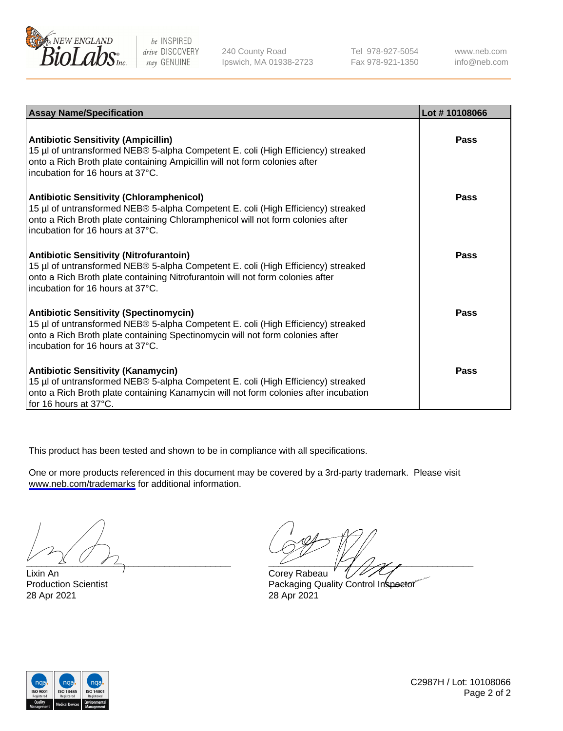| Assay Name/Specification | Lot # 10108066 |
| --- | --- |
| **Antibiotic Sensitivity (Ampicillin)**<br>15 µl of untransformed NEB® 5-alpha Competent E. coli (High Efficiency) streaked onto a Rich Broth plate containing Ampicillin will not form colonies after incubation for 16 hours at 37°C. | **Pass** |
| **Antibiotic Sensitivity (Chloramphenicol)**<br>15 µl of untransformed NEB® 5-alpha Competent E. coli (High Efficiency) streaked onto a Rich Broth plate containing Chloramphenicol will not form colonies after incubation for 16 hours at 37°C. | **Pass** |
| **Antibiotic Sensitivity (Nitrofurantoin)**<br>15 µl of untransformed NEB® 5-alpha Competent E. coli (High Efficiency) streaked onto a Rich Broth plate containing Nitrofurantoin will not form colonies after incubation for 16 hours at 37°C. | **Pass** |
| **Antibiotic Sensitivity (Spectinomycin)**<br>15 µl of untransformed NEB® 5-alpha Competent E. coli (High Efficiency) streaked onto a Rich Broth plate containing Spectinomycin will not form colonies after incubation for 16 hours at 37°C. | **Pass** |
| **Antibiotic Sensitivity (Kanamycin)**<br>15 µl of untransformed NEB® 5-alpha Competent E. coli (High Efficiency) streaked onto a Rich Broth plate containing Kanamycin will not form colonies after incubation for 16 hours at 37°C. | **Pass** |

This product has been tested and shown to be in compliance with all specifications.

One or more products referenced in this document may be covered by a 3rd-party trademark. Please visit www.neb.com/trademarks for additional information.

Lixin An
Production Scientist
28 Apr 2021

Corey Rabeau
Packaging Quality Control Inspector
28 Apr 2021

C2987H / Lot: 10108066